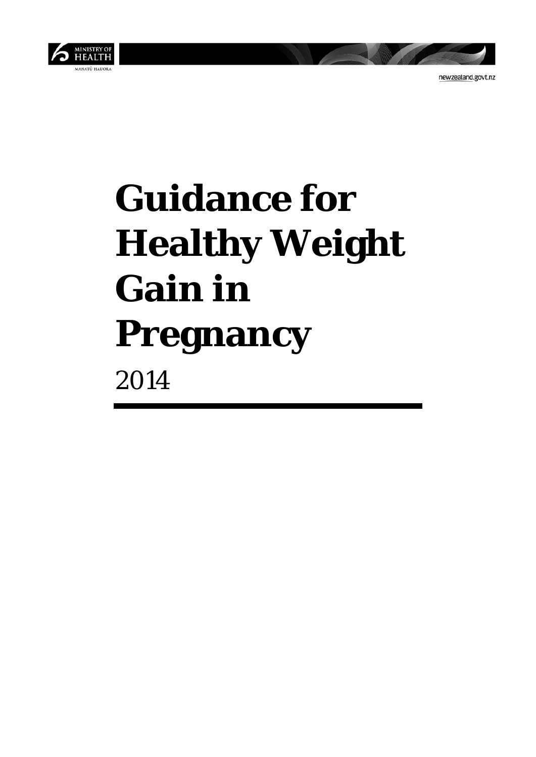MINISTRY OF HEALTH

MANATŪ HAUORA

newzealand.govt.nz

# Guidance for Healthy Weight Gain in Pregnancy

2014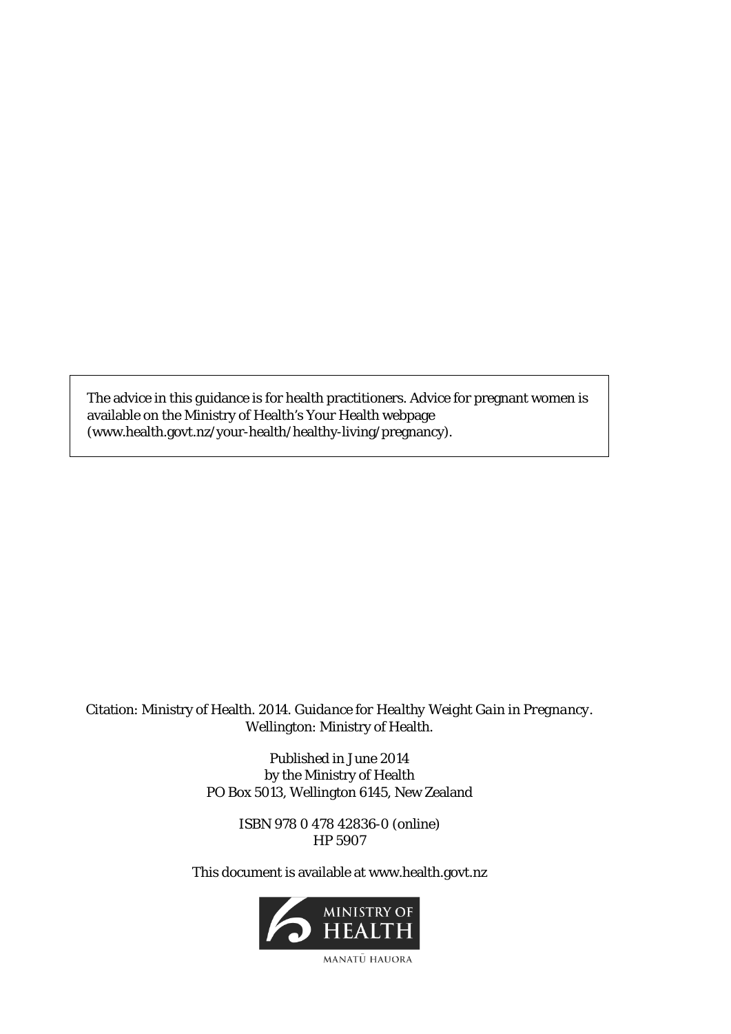The advice in this guidance is for health practitioners. Advice for pregnant women is available on the Ministry of Health's Your Health webpage (www.health.govt.nz/your-health/healthy-living/pregnancy).

Citation: Ministry of Health. 2014. *Guidance for Healthy Weight Gain in Pregnancy*. Wellington: Ministry of Health.

Published in June 2014
by the Ministry of Health
PO Box 5013, Wellington 6145, New Zealand

ISBN 978 0 478 42836-0 (online)
HP 5907

This document is available at www.health.govt.nz

MINISTRY OF HEALTH
MANATŪ HAUORA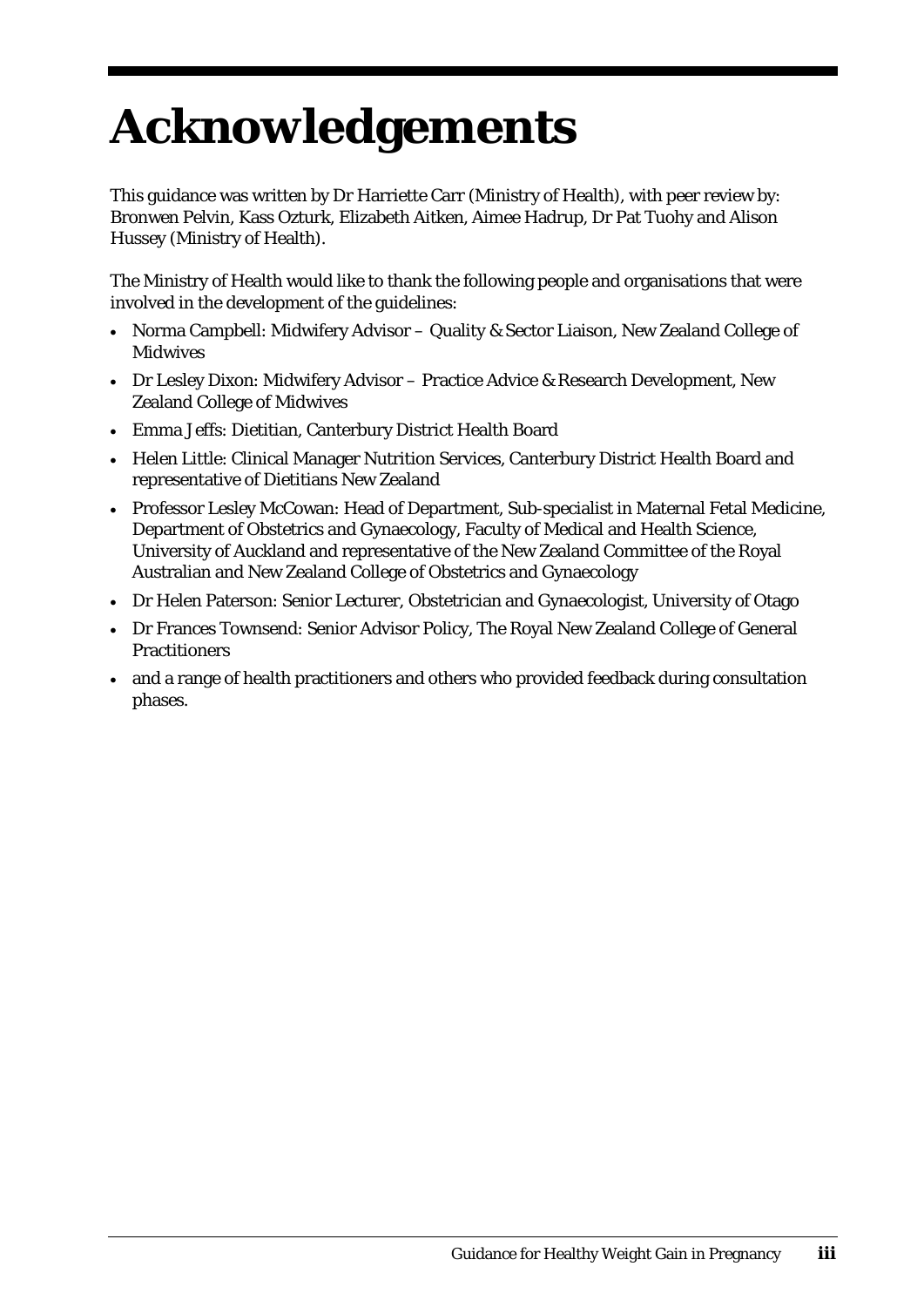# Acknowledgements

This guidance was written by Dr Harriette Carr (Ministry of Health), with peer review by: Bronwen Pelvin, Kass Ozturk, Elizabeth Aitken, Aimee Hadrup, Dr Pat Tuohy and Alison Hussey (Ministry of Health).

The Ministry of Health would like to thank the following people and organisations that were involved in the development of the guidelines:

- Norma Campbell: Midwifery Advisor – Quality & Sector Liaison, New Zealand College of Midwives
- Dr Lesley Dixon: Midwifery Advisor – Practice Advice & Research Development, New Zealand College of Midwives
- Emma Jeffs: Dietitian, Canterbury District Health Board
- Helen Little: Clinical Manager Nutrition Services, Canterbury District Health Board and representative of Dietitians New Zealand
- Professor Lesley McCowan: Head of Department, Sub-specialist in Maternal Fetal Medicine, Department of Obstetrics and Gynaecology, Faculty of Medical and Health Science, University of Auckland and representative of the New Zealand Committee of the Royal Australian and New Zealand College of Obstetrics and Gynaecology
- Dr Helen Paterson: Senior Lecturer, Obstetrician and Gynaecologist, University of Otago
- Dr Frances Townsend: Senior Advisor Policy, The Royal New Zealand College of General Practitioners
- and a range of health practitioners and others who provided feedback during consultation phases.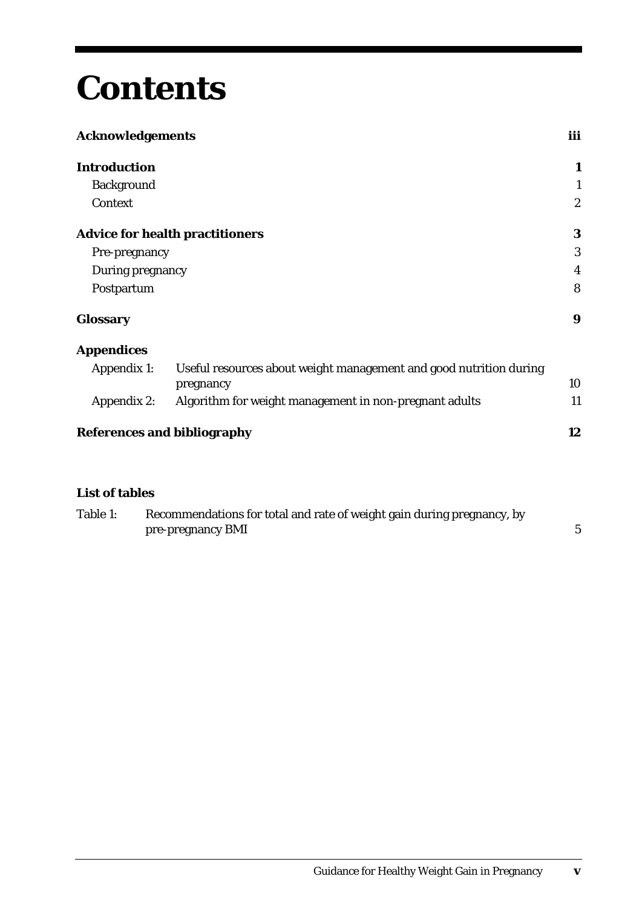# Contents

| | |
|---|---|
| **Acknowledgements** | **iii** |
| **Introduction** | **1** |
| Background | 1 |
| Context | 2 |
| **Advice for health practitioners** | **3** |
| Pre-pregnancy | 3 |
| During pregnancy | 4 |
| Postpartum | 8 |
| **Glossary** | **9** |
| **Appendices** | |
| Appendix 1: Useful resources about weight management and good nutrition during pregnancy | 10 |
| Appendix 2: Algorithm for weight management in non-pregnant adults | 11 |
| **References and bibliography** | **12** |

**List of tables**

| | |
|---|---|
| Table 1: Recommendations for total and rate of weight gain during pregnancy, by pre-pregnancy BMI | 5 |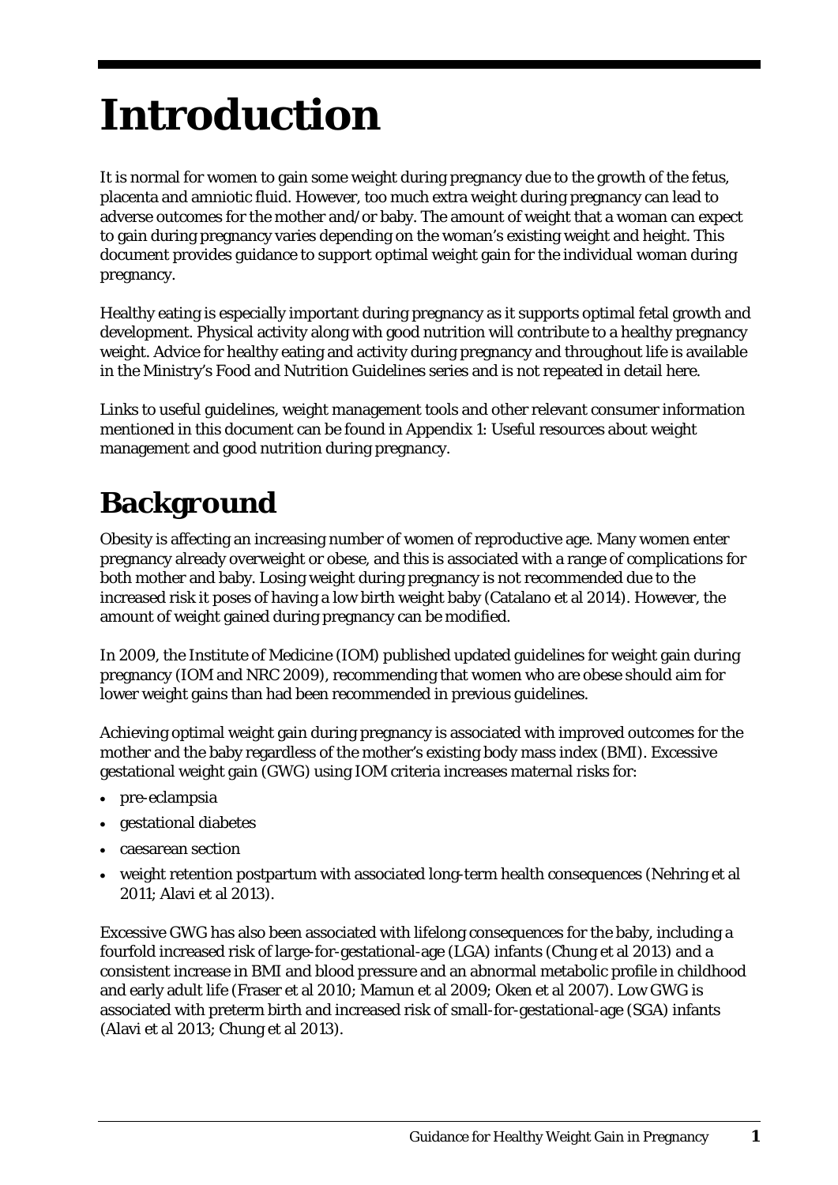# Introduction

It is normal for women to gain some weight during pregnancy due to the growth of the fetus, placenta and amniotic fluid. However, too much extra weight during pregnancy can lead to adverse outcomes for the mother and/or baby. The amount of weight that a woman can expect to gain during pregnancy varies depending on the woman's existing weight and height. This document provides guidance to support optimal weight gain for the individual woman during pregnancy.

Healthy eating is especially important during pregnancy as it supports optimal fetal growth and development. Physical activity along with good nutrition will contribute to a healthy pregnancy weight. Advice for healthy eating and activity during pregnancy and throughout life is available in the Ministry's Food and Nutrition Guidelines series and is not repeated in detail here.

Links to useful guidelines, weight management tools and other relevant consumer information mentioned in this document can be found in Appendix 1: Useful resources about weight management and good nutrition during pregnancy.

## Background

Obesity is affecting an increasing number of women of reproductive age. Many women enter pregnancy already overweight or obese, and this is associated with a range of complications for both mother and baby. Losing weight during pregnancy is not recommended due to the increased risk it poses of having a low birth weight baby (Catalano et al 2014). However, the amount of weight gained during pregnancy can be modified.

In 2009, the Institute of Medicine (IOM) published updated guidelines for weight gain during pregnancy (IOM and NRC 2009), recommending that women who are obese should aim for lower weight gains than had been recommended in previous guidelines.

Achieving optimal weight gain during pregnancy is associated with improved outcomes for the mother and the baby regardless of the mother's existing body mass index (BMI). Excessive gestational weight gain (GWG) using IOM criteria increases maternal risks for:

- pre-eclampsia
- gestational diabetes
- caesarean section
- weight retention postpartum with associated long-term health consequences (Nehring et al 2011; Alavi et al 2013).

Excessive GWG has also been associated with lifelong consequences for the baby, including a fourfold increased risk of large-for-gestational-age (LGA) infants (Chung et al 2013) and a consistent increase in BMI and blood pressure and an abnormal metabolic profile in childhood and early adult life (Fraser et al 2010; Mamun et al 2009; Oken et al 2007). Low GWG is associated with preterm birth and increased risk of small-for-gestational-age (SGA) infants (Alavi et al 2013; Chung et al 2013).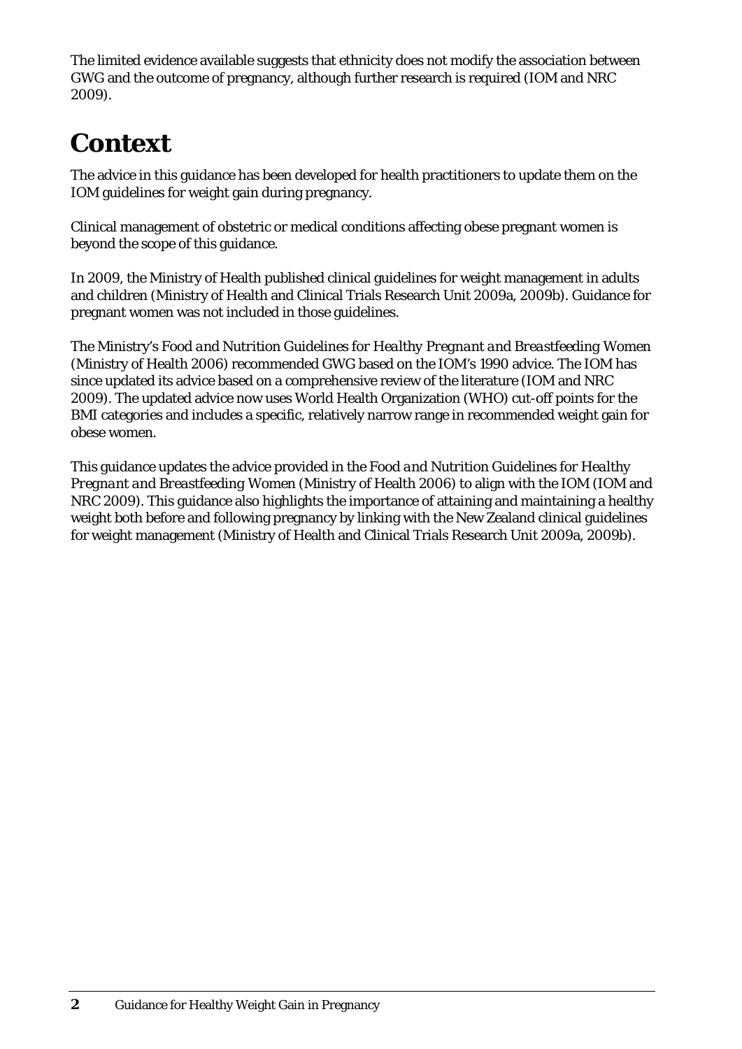The limited evidence available suggests that ethnicity does not modify the association between GWG and the outcome of pregnancy, although further research is required (IOM and NRC 2009).

# Context

The advice in this guidance has been developed for health practitioners to update them on the IOM guidelines for weight gain during pregnancy.

Clinical management of obstetric or medical conditions affecting obese pregnant women is beyond the scope of this guidance.

In 2009, the Ministry of Health published clinical guidelines for weight management in adults and children (Ministry of Health and Clinical Trials Research Unit 2009a, 2009b). Guidance for pregnant women was not included in those guidelines.

The Ministry's *Food and Nutrition Guidelines for Healthy Pregnant and Breastfeeding Women* (Ministry of Health 2006) recommended GWG based on the IOM's 1990 advice. The IOM has since updated its advice based on a comprehensive review of the literature (IOM and NRC 2009). The updated advice now uses World Health Organization (WHO) cut-off points for the BMI categories and includes a specific, relatively narrow range in recommended weight gain for obese women.

This guidance updates the advice provided in the *Food and Nutrition Guidelines for Healthy Pregnant and Breastfeeding Women* (Ministry of Health 2006) to align with the IOM (IOM and NRC 2009). This guidance also highlights the importance of attaining and maintaining a healthy weight both before and following pregnancy by linking with the New Zealand clinical guidelines for weight management (Ministry of Health and Clinical Trials Research Unit 2009a, 2009b).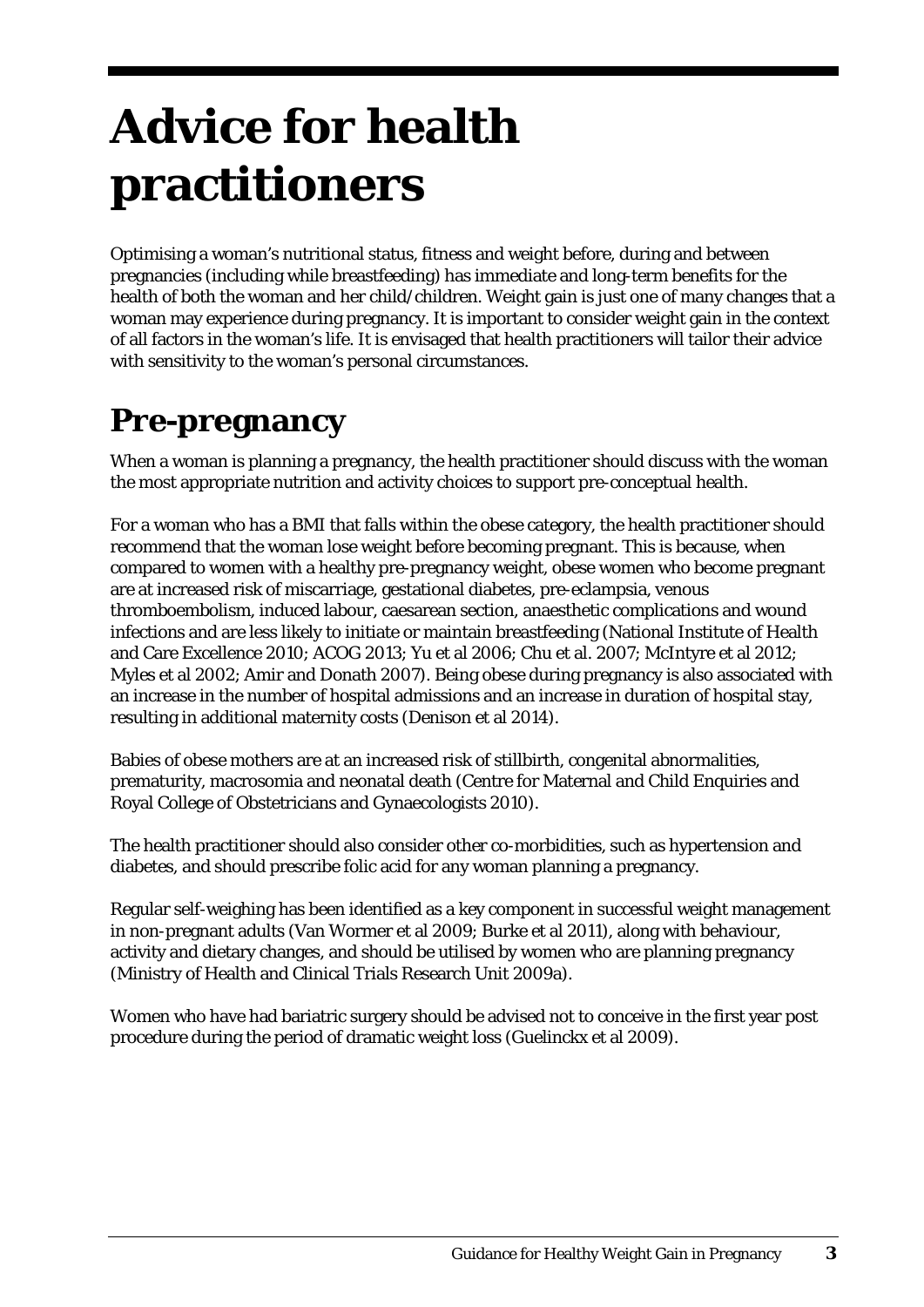# Advice for health practitioners

Optimising a woman's nutritional status, fitness and weight before, during and between pregnancies (including while breastfeeding) has immediate and long-term benefits for the health of both the woman and her child/children. Weight gain is just one of many changes that a woman may experience during pregnancy. It is important to consider weight gain in the context of all factors in the woman's life. It is envisaged that health practitioners will tailor their advice with sensitivity to the woman's personal circumstances.

## Pre-pregnancy

When a woman is planning a pregnancy, the health practitioner should discuss with the woman the most appropriate nutrition and activity choices to support pre-conceptual health.

For a woman who has a BMI that falls within the obese category, the health practitioner should recommend that the woman lose weight before becoming pregnant. This is because, when compared to women with a healthy pre-pregnancy weight, obese women who become pregnant are at increased risk of miscarriage, gestational diabetes, pre-eclampsia, venous thromboembolism, induced labour, caesarean section, anaesthetic complications and wound infections and are less likely to initiate or maintain breastfeeding (National Institute of Health and Care Excellence 2010; ACOG 2013; Yu et al 2006; Chu et al. 2007; McIntyre et al 2012; Myles et al 2002; Amir and Donath 2007). Being obese during pregnancy is also associated with an increase in the number of hospital admissions and an increase in duration of hospital stay, resulting in additional maternity costs (Denison et al 2014).

Babies of obese mothers are at an increased risk of stillbirth, congenital abnormalities, prematurity, macrosomia and neonatal death (Centre for Maternal and Child Enquiries and Royal College of Obstetricians and Gynaecologists 2010).

The health practitioner should also consider other co-morbidities, such as hypertension and diabetes, and should prescribe folic acid for any woman planning a pregnancy.

Regular self-weighing has been identified as a key component in successful weight management in non-pregnant adults (Van Wormer et al 2009; Burke et al 2011), along with behaviour, activity and dietary changes, and should be utilised by women who are planning pregnancy (Ministry of Health and Clinical Trials Research Unit 2009a).

Women who have had bariatric surgery should be advised not to conceive in the first year post procedure during the period of dramatic weight loss (Guelinckx et al 2009).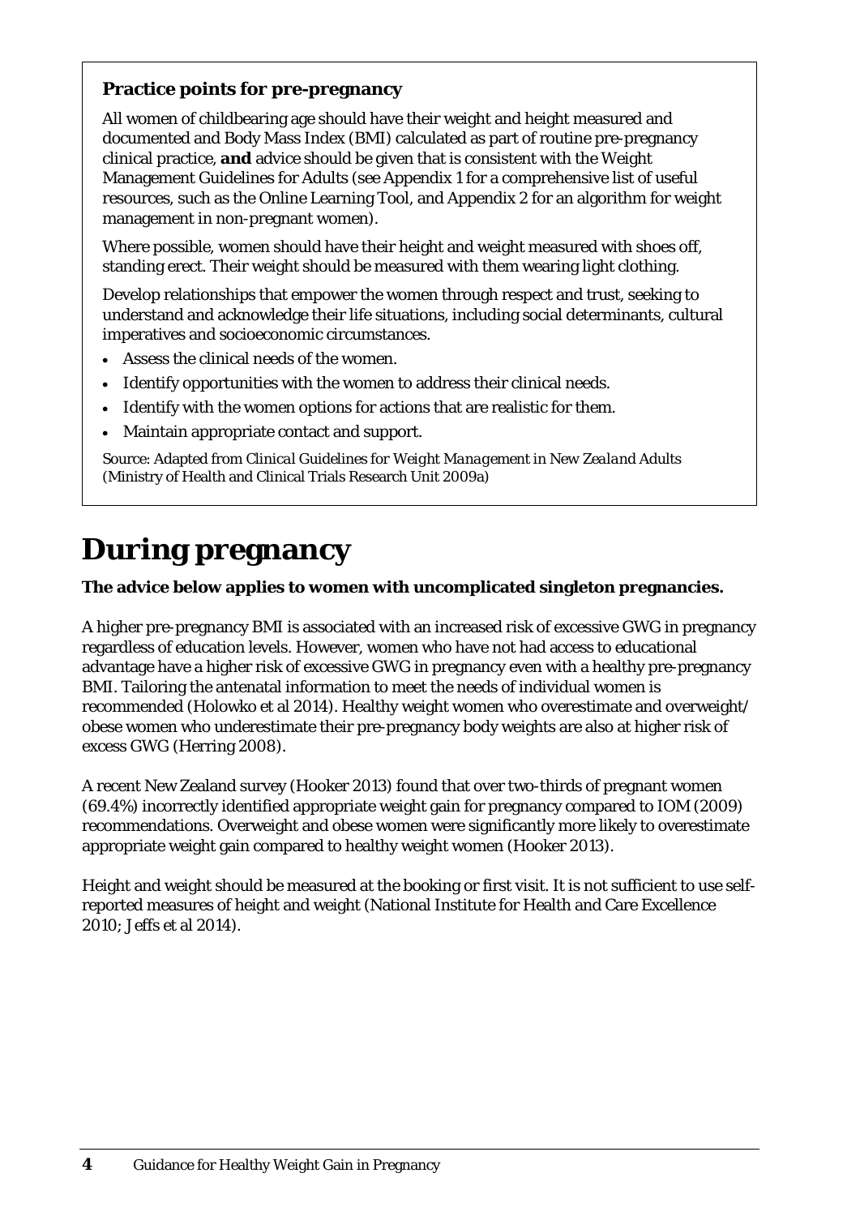### Practice points for pre-pregnancy

All women of childbearing age should have their weight and height measured and documented and Body Mass Index (BMI) calculated as part of routine pre-pregnancy clinical practice, **and** advice should be given that is consistent with the Weight Management Guidelines for Adults (see Appendix 1 for a comprehensive list of useful resources, such as the Online Learning Tool, and Appendix 2 for an algorithm for weight management in non-pregnant women).

Where possible, women should have their height and weight measured with shoes off, standing erect. Their weight should be measured with them wearing light clothing.

Develop relationships that empower the women through respect and trust, seeking to understand and acknowledge their life situations, including social determinants, cultural imperatives and socioeconomic circumstances.

- Assess the clinical needs of the women.
- Identify opportunities with the women to address their clinical needs.
- Identify with the women options for actions that are realistic for them.
- Maintain appropriate contact and support.

Source: Adapted from *Clinical Guidelines for Weight Management in New Zealand Adults* (Ministry of Health and Clinical Trials Research Unit 2009a)

# During pregnancy

**The advice below applies to women with uncomplicated singleton pregnancies.**

A higher pre-pregnancy BMI is associated with an increased risk of excessive GWG in pregnancy regardless of education levels. However, women who have not had access to educational advantage have a higher risk of excessive GWG in pregnancy even with a healthy pre-pregnancy BMI. Tailoring the antenatal information to meet the needs of individual women is recommended (Holowko et al 2014). Healthy weight women who overestimate and overweight/ obese women who underestimate their pre-pregnancy body weights are also at higher risk of excess GWG (Herring 2008).

A recent New Zealand survey (Hooker 2013) found that over two-thirds of pregnant women (69.4%) incorrectly identified appropriate weight gain for pregnancy compared to IOM (2009) recommendations. Overweight and obese women were significantly more likely to overestimate appropriate weight gain compared to healthy weight women (Hooker 2013).

Height and weight should be measured at the booking or first visit. It is not sufficient to use self-reported measures of height and weight (National Institute for Health and Care Excellence 2010; Jeffs et al 2014).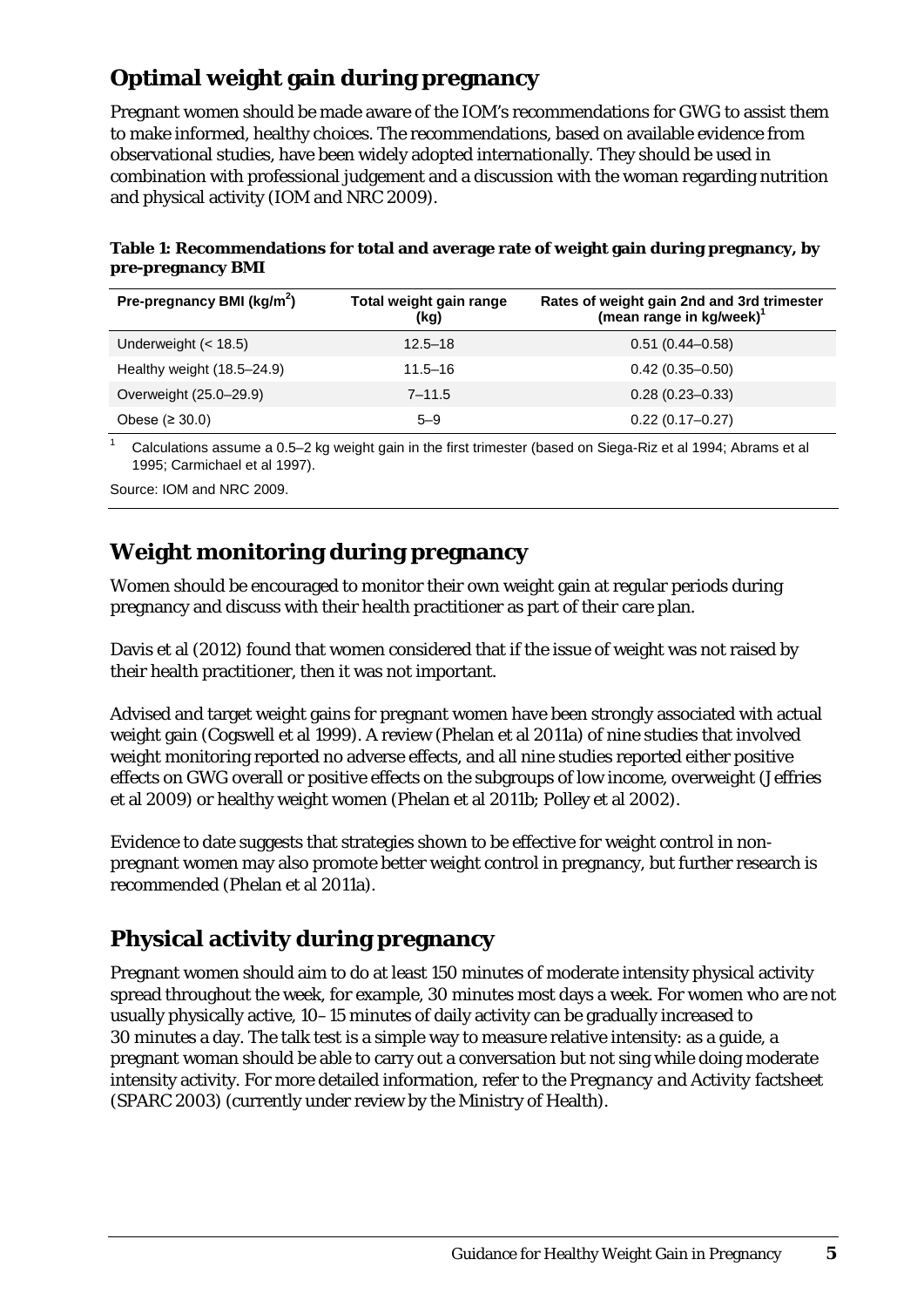## Optimal weight gain during pregnancy

Pregnant women should be made aware of the IOM's recommendations for GWG to assist them to make informed, healthy choices. The recommendations, based on available evidence from observational studies, have been widely adopted internationally. They should be used in combination with professional judgement and a discussion with the woman regarding nutrition and physical activity (IOM and NRC 2009).

**Table 1: Recommendations for total and average rate of weight gain during pregnancy, by pre-pregnancy BMI**

| Pre-pregnancy BMI (kg/m$^2$) | Total weight gain range (kg) | Rates of weight gain 2nd and 3rd trimester (mean range in kg/week)[1] |
|---|---|---|
| Underweight (< 18.5) | 12.5–18 | 0.51 (0.44–0.58) |
| Healthy weight (18.5–24.9) | 11.5–16 | 0.42 (0.35–0.50) |
| Overweight (25.0–29.9) | 7–11.5 | 0.28 (0.23–0.33) |
| Obese (≥ 30.0) | 5–9 | 0.22 (0.17–0.27) |

[1] Calculations assume a 0.5–2 kg weight gain in the first trimester (based on Siega-Riz et al 1994; Abrams et al 1995; Carmichael et al 1997).

Source: IOM and NRC 2009.

## Weight monitoring during pregnancy

Women should be encouraged to monitor their own weight gain at regular periods during pregnancy and discuss with their health practitioner as part of their care plan.

Davis et al (2012) found that women considered that if the issue of weight was not raised by their health practitioner, then it was not important.

Advised and target weight gains for pregnant women have been strongly associated with actual weight gain (Cogswell et al 1999). A review (Phelan et al 2011a) of nine studies that involved weight monitoring reported no adverse effects, and all nine studies reported either positive effects on GWG overall or positive effects on the subgroups of low income, overweight (Jeffries et al 2009) or healthy weight women (Phelan et al 2011b; Polley et al 2002).

Evidence to date suggests that strategies shown to be effective for weight control in non-pregnant women may also promote better weight control in pregnancy, but further research is recommended (Phelan et al 2011a).

## Physical activity during pregnancy

Pregnant women should aim to do at least 150 minutes of moderate intensity physical activity spread throughout the week, for example, 30 minutes most days a week. For women who are not usually physically active, 10–15 minutes of daily activity can be gradually increased to 30 minutes a day. The talk test is a simple way to measure relative intensity: as a guide, a pregnant woman should be able to carry out a conversation but not sing while doing moderate intensity activity. For more detailed information, refer to the *Pregnancy and Activity* factsheet (SPARC 2003) (currently under review by the Ministry of Health).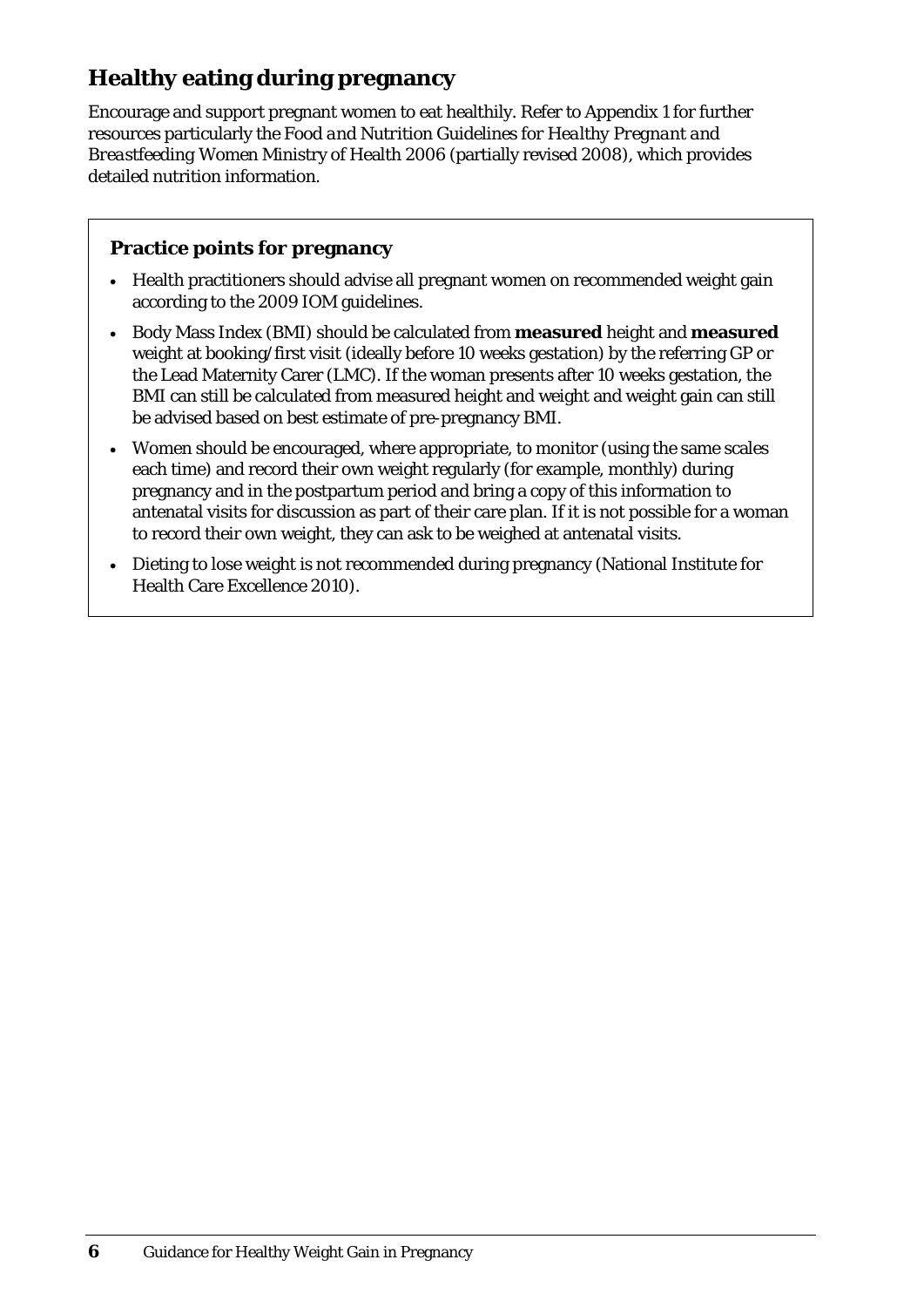## Healthy eating during pregnancy

Encourage and support pregnant women to eat healthily. Refer to Appendix 1 for further resources particularly the *Food and Nutrition Guidelines for Healthy Pregnant and Breastfeeding Women* Ministry of Health 2006 (partially revised 2008), which provides detailed nutrition information.

### Practice points for pregnancy

- Health practitioners should advise all pregnant women on recommended weight gain according to the 2009 IOM guidelines.
- Body Mass Index (BMI) should be calculated from **measured** height and **measured** weight at booking/first visit (ideally before 10 weeks gestation) by the referring GP or the Lead Maternity Carer (LMC). If the woman presents after 10 weeks gestation, the BMI can still be calculated from measured height and weight and weight gain can still be advised based on best estimate of pre-pregnancy BMI.
- Women should be encouraged, where appropriate, to monitor (using the same scales each time) and record their own weight regularly (for example, monthly) during pregnancy and in the postpartum period and bring a copy of this information to antenatal visits for discussion as part of their care plan. If it is not possible for a woman to record their own weight, they can ask to be weighed at antenatal visits.
- Dieting to lose weight is not recommended during pregnancy (National Institute for Health Care Excellence 2010).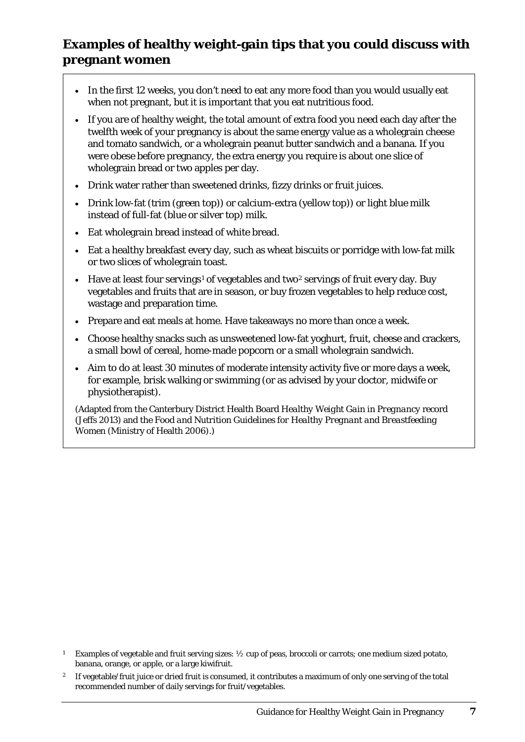## Examples of healthy weight-gain tips that you could discuss with pregnant women

- In the first 12 weeks, you don't need to eat any more food than you would usually eat when not pregnant, but it is important that you eat nutritious food.
- If you are of healthy weight, the total amount of extra food you need each day after the twelfth week of your pregnancy is about the same energy value as a wholegrain cheese and tomato sandwich, or a wholegrain peanut butter sandwich and a banana. If you were obese before pregnancy, the extra energy you require is about one slice of wholegrain bread or two apples per day.
- Drink water rather than sweetened drinks, fizzy drinks or fruit juices.
- Drink low-fat (trim (green top)) or calcium-extra (yellow top)) or light blue milk instead of full-fat (blue or silver top) milk.
- Eat wholegrain bread instead of white bread.
- Eat a healthy breakfast every day, such as wheat biscuits or porridge with low-fat milk or two slices of wholegrain toast.
- Have at least four servings[1] of vegetables and two[2] servings of fruit every day. Buy vegetables and fruits that are in season, or buy frozen vegetables to help reduce cost, wastage and preparation time.
- Prepare and eat meals at home. Have takeaways no more than once a week.
- Choose healthy snacks such as unsweetened low-fat yoghurt, fruit, cheese and crackers, a small bowl of cereal, home-made popcorn or a small wholegrain sandwich.
- Aim to do at least 30 minutes of moderate intensity activity five or more days a week, for example, brisk walking or swimming (or as advised by your doctor, midwife or physiotherapist).

*(Adapted from the Canterbury District Health Board Healthy Weight Gain in Pregnancy record (Jeffs 2013) and the Food and Nutrition Guidelines for Healthy Pregnant and Breastfeeding Women (Ministry of Health 2006).)*

---

[1] Examples of vegetable and fruit serving sizes: ½ cup of peas, broccoli or carrots; one medium sized potato, banana, orange, or apple, or a large kiwifruit.

[2] If vegetable/fruit juice or dried fruit is consumed, it contributes a maximum of only one serving of the total recommended number of daily servings for fruit/vegetables.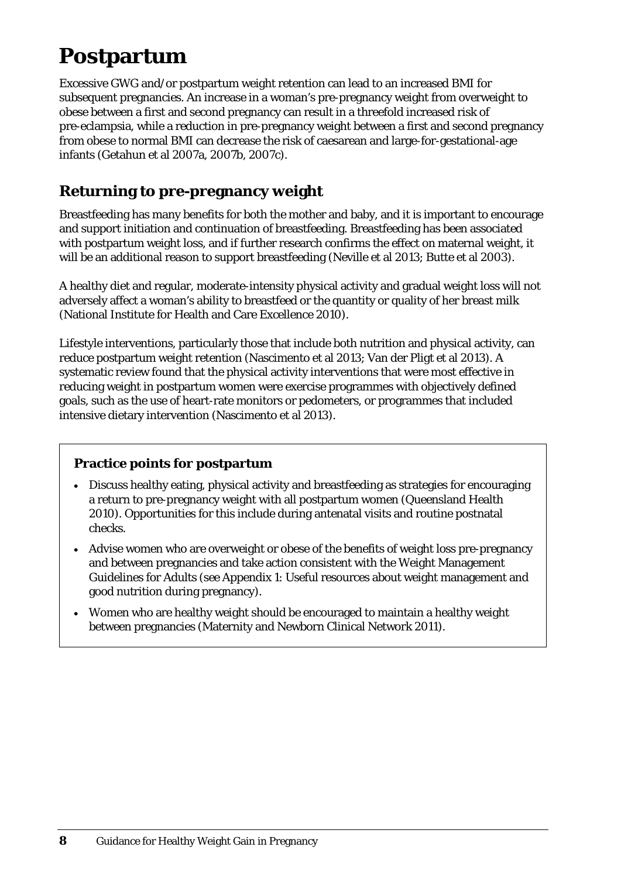# Postpartum

Excessive GWG and/or postpartum weight retention can lead to an increased BMI for subsequent pregnancies. An increase in a woman's pre-pregnancy weight from overweight to obese between a first and second pregnancy can result in a threefold increased risk of pre-eclampsia, while a reduction in pre-pregnancy weight between a first and second pregnancy from obese to normal BMI can decrease the risk of caesarean and large-for-gestational-age infants (Getahun et al 2007a, 2007b, 2007c).

## Returning to pre-pregnancy weight

Breastfeeding has many benefits for both the mother and baby, and it is important to encourage and support initiation and continuation of breastfeeding. Breastfeeding has been associated with postpartum weight loss, and if further research confirms the effect on maternal weight, it will be an additional reason to support breastfeeding (Neville et al 2013; Butte et al 2003).

A healthy diet and regular, moderate-intensity physical activity and gradual weight loss will not adversely affect a woman's ability to breastfeed or the quantity or quality of her breast milk (National Institute for Health and Care Excellence 2010).

Lifestyle interventions, particularly those that include both nutrition and physical activity, can reduce postpartum weight retention (Nascimento et al 2013; Van der Pligt et al 2013). A systematic review found that the physical activity interventions that were most effective in reducing weight in postpartum women were exercise programmes with objectively defined goals, such as the use of heart-rate monitors or pedometers, or programmes that included intensive dietary intervention (Nascimento et al 2013).

### Practice points for postpartum

- Discuss healthy eating, physical activity and breastfeeding as strategies for encouraging a return to pre-pregnancy weight with all postpartum women (Queensland Health 2010). Opportunities for this include during antenatal visits and routine postnatal checks.
- Advise women who are overweight or obese of the benefits of weight loss pre-pregnancy and between pregnancies and take action consistent with the Weight Management Guidelines for Adults (see Appendix 1: Useful resources about weight management and good nutrition during pregnancy).
- Women who are healthy weight should be encouraged to maintain a healthy weight between pregnancies (Maternity and Newborn Clinical Network 2011).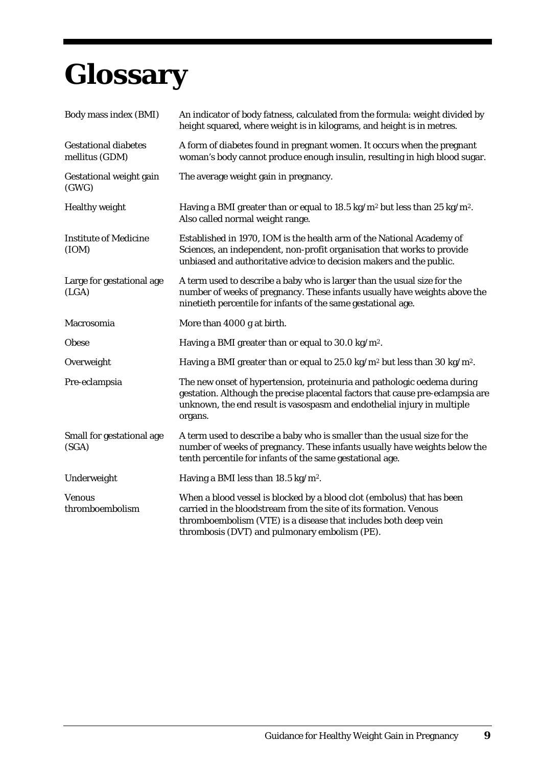# Glossary

| | |
|---|---|
| Body mass index (BMI) | An indicator of body fatness, calculated from the formula: weight divided by height squared, where weight is in kilograms, and height is in metres. |
| Gestational diabetes mellitus (GDM) | A form of diabetes found in pregnant women. It occurs when the pregnant woman's body cannot produce enough insulin, resulting in high blood sugar. |
| Gestational weight gain (GWG) | The average weight gain in pregnancy. |
| Healthy weight | Having a BMI greater than or equal to 18.5 kg/m$^2$ but less than 25 kg/m$^2$. Also called normal weight range. |
| Institute of Medicine (IOM) | Established in 1970, IOM is the health arm of the National Academy of Sciences, an independent, non-profit organisation that works to provide unbiased and authoritative advice to decision makers and the public. |
| Large for gestational age (LGA) | A term used to describe a baby who is larger than the usual size for the number of weeks of pregnancy. These infants usually have weights above the ninetieth percentile for infants of the same gestational age. |
| Macrosomia | More than 4000 g at birth. |
| Obese | Having a BMI greater than or equal to 30.0 kg/m$^2$. |
| Overweight | Having a BMI greater than or equal to 25.0 kg/m$^2$ but less than 30 kg/m$^2$. |
| Pre-eclampsia | The new onset of hypertension, proteinuria and pathologic oedema during gestation. Although the precise placental factors that cause pre-eclampsia are unknown, the end result is vasospasm and endothelial injury in multiple organs. |
| Small for gestational age (SGA) | A term used to describe a baby who is smaller than the usual size for the number of weeks of pregnancy. These infants usually have weights below the tenth percentile for infants of the same gestational age. |
| Underweight | Having a BMI less than 18.5 kg/m$^2$. |
| Venous thromboembolism | When a blood vessel is blocked by a blood clot (embolus) that has been carried in the bloodstream from the site of its formation. Venous thromboembolism (VTE) is a disease that includes both deep vein thrombosis (DVT) and pulmonary embolism (PE). |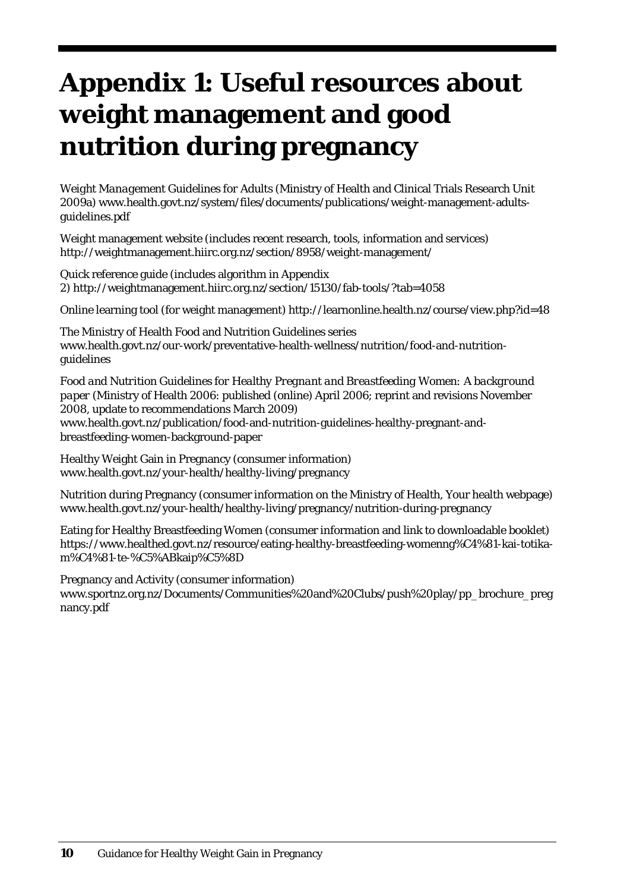# Appendix 1: Useful resources about weight management and good nutrition during pregnancy

*Weight Management Guidelines for Adults* (Ministry of Health and Clinical Trials Research Unit 2009a) www.health.govt.nz/system/files/documents/publications/weight-management-adults-guidelines.pdf

Weight management website (includes recent research, tools, information and services) http://weightmanagement.hiirc.org.nz/section/8958/weight-management/

Quick reference guide (includes algorithm in Appendix 2) http://weightmanagement.hiirc.org.nz/section/15130/fab-tools/?tab=4058

Online learning tool (for weight management) http://learnonline.health.nz/course/view.php?id=48

The Ministry of Health Food and Nutrition Guidelines series www.health.govt.nz/our-work/preventative-health-wellness/nutrition/food-and-nutrition-guidelines

*Food and Nutrition Guidelines for Healthy Pregnant and Breastfeeding Women: A background paper* (Ministry of Health 2006: published (online) April 2006; reprint and revisions November 2008, update to recommendations March 2009) www.health.govt.nz/publication/food-and-nutrition-guidelines-healthy-pregnant-and-breastfeeding-women-background-paper

Healthy Weight Gain in Pregnancy (consumer information) www.health.govt.nz/your-health/healthy-living/pregnancy

Nutrition during Pregnancy (consumer information on the Ministry of Health, Your health webpage) www.health.govt.nz/your-health/healthy-living/pregnancy/nutrition-during-pregnancy

Eating for Healthy Breastfeeding Women (consumer information and link to downloadable booklet) https://www.healthed.govt.nz/resource/eating-healthy-breastfeeding-womenng%C4%81-kai-totika-m%C4%81-te-%C5%ABkaip%C5%8D

Pregnancy and Activity (consumer information) www.sportnz.org.nz/Documents/Communities%20and%20Clubs/push%20play/pp_brochure_pregnancy.pdf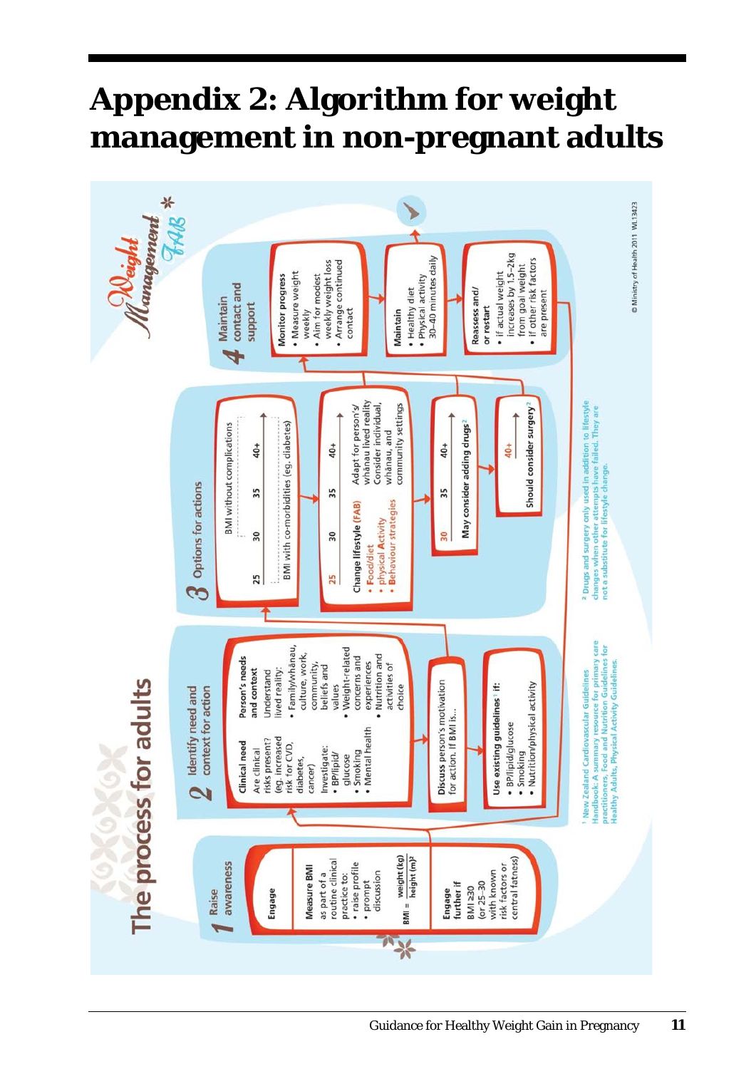# Appendix 2: Algorithm for weight management in non-pregnant adults

## The process for adults

**Weight Management FAB**

### 1 Raise awareness

**Engage**

**Measure BMI** as part of a routine clinical practice to:
- raise profile
- prompt discussion

$$\text{BMI} = \frac{\text{weight (kg)}}{\text{height (m)}^2}$$

**Engage further if** BMI ≥30 (or 25–30 with known risk factors or central fatness)

### 2 Identify need and context for action

**Clinical need**

Are clinical risks present? (eg, increased risk for CVD, diabetes, cancer)

Investigate:
- BP/lipid/glucose
- Smoking
- Mental health

**Person's needs and context**

Understand lived reality:
- Family/whānau, culture, work, community, beliefs and values
- Weight-related concerns and experiences
- Nutrition and activities of choice

**Discuss person's motivation** for action. If BMI is...

**Use existing guidelines**[1] **if:**
- BP/lipid/glucose
- Smoking
- Nutrition/physical activity

### 3 Options for actions

BMI without complications: 25 — 30 — 35 — 40+

BMI with co-morbidities (eg, diabetes): 25 — 30 — 35 — 40+

**Change lifestyle (FAB)**
- Food/diet
- physical Activity
- Behaviour strategies

Adapt for person's/whānau lived reality. Consider individual, whānau, and community settings

30 — 35 — 40+ **May consider adding drugs**[2]

40+ **Should consider surgery**[2]

### 4 Maintain contact and support

**Monitor progress**
- Measure weight weekly
- Aim for modest weekly weight loss
- Arrange continued contact

**Maintain**
- Healthy diet
- Physical activity 30–40 minutes daily

**Reassess and/or restart**
- if actual weight increases by 1.5–2kg from goal weight
- if other risk factors are present

[1] New Zealand Cardiovascular Guidelines Handbook: A summary resource for primary care practitioners, Food and Nutrition Guidelines for Healthy Adults, Physical Activity Guidelines.

[2] Drugs and surgery only used in addition to lifestyle changes when other attempts have failed. They are not a substitute for lifestyle change.

© Ministry of Health 2011 WL13423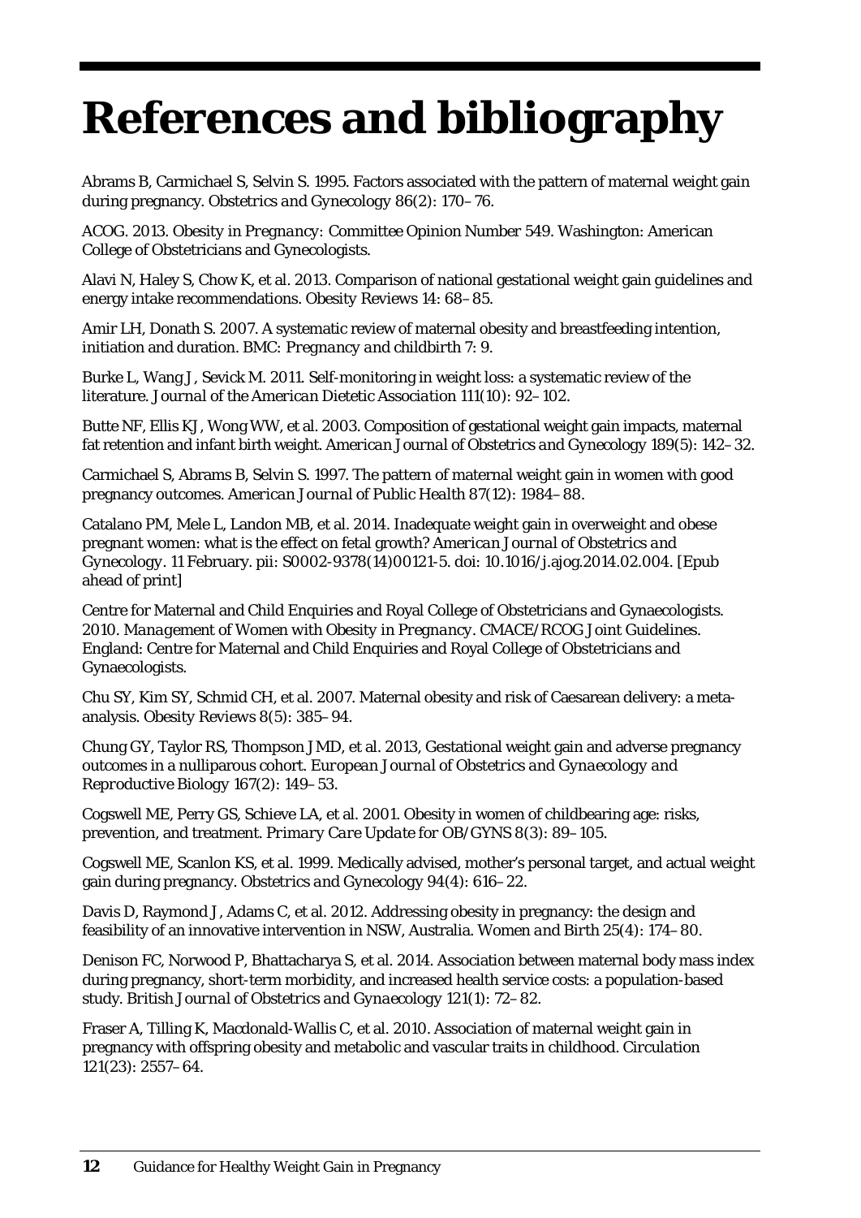# References and bibliography

Abrams B, Carmichael S, Selvin S. 1995. Factors associated with the pattern of maternal weight gain during pregnancy. *Obstetrics and Gynecology* 86(2): 170–76.

ACOG. 2013. *Obesity in Pregnancy: Committee Opinion Number 549*. Washington: American College of Obstetricians and Gynecologists.

Alavi N, Haley S, Chow K, et al. 2013. Comparison of national gestational weight gain guidelines and energy intake recommendations. *Obesity Reviews* 14: 68–85.

Amir LH, Donath S. 2007. A systematic review of maternal obesity and breastfeeding intention, initiation and duration. *BMC: Pregnancy and childbirth* 7: 9.

Burke L, Wang J, Sevick M. 2011. Self-monitoring in weight loss: a systematic review of the literature. *Journal of the American Dietetic Association* 111(10): 92–102.

Butte NF, Ellis KJ, Wong WW, et al. 2003. Composition of gestational weight gain impacts, maternal fat retention and infant birth weight. *American Journal of Obstetrics and Gynecology* 189(5): 142–32.

Carmichael S, Abrams B, Selvin S. 1997. The pattern of maternal weight gain in women with good pregnancy outcomes. *American Journal of Public Health* 87(12): 1984–88.

Catalano PM, Mele L, Landon MB, et al. 2014. Inadequate weight gain in overweight and obese pregnant women: what is the effect on fetal growth? *American Journal of Obstetrics and Gynecology*. 11 February. pii: S0002-9378(14)00121-5. doi: 10.1016/j.ajog.2014.02.004. [Epub ahead of print]

Centre for Maternal and Child Enquiries and Royal College of Obstetricians and Gynaecologists. 2010. *Management of Women with Obesity in Pregnancy*. CMACE/RCOG Joint Guidelines. England: Centre for Maternal and Child Enquiries and Royal College of Obstetricians and Gynaecologists.

Chu SY, Kim SY, Schmid CH, et al. 2007. Maternal obesity and risk of Caesarean delivery: a meta-analysis. *Obesity Reviews* 8(5): 385–94.

Chung GY, Taylor RS, Thompson JMD, et al. 2013, Gestational weight gain and adverse pregnancy outcomes in a nulliparous cohort. *European Journal of Obstetrics and Gynaecology and Reproductive Biology* 167(2): 149–53.

Cogswell ME, Perry GS, Schieve LA, et al. 2001. Obesity in women of childbearing age: risks, prevention, and treatment. *Primary Care Update for OB/GYNS* 8(3): 89–105.

Cogswell ME, Scanlon KS, et al. 1999. Medically advised, mother's personal target, and actual weight gain during pregnancy. *Obstetrics and Gynecology* 94(4): 616–22.

Davis D, Raymond J, Adams C, et al. 2012. Addressing obesity in pregnancy: the design and feasibility of an innovative intervention in NSW, Australia. *Women and Birth* 25(4): 174–80.

Denison FC, Norwood P, Bhattacharya S, et al. 2014. Association between maternal body mass index during pregnancy, short-term morbidity, and increased health service costs: a population-based study. *British Journal of Obstetrics and Gynaecology* 121(1): 72–82.

Fraser A, Tilling K, Macdonald-Wallis C, et al. 2010. Association of maternal weight gain in pregnancy with offspring obesity and metabolic and vascular traits in childhood. *Circulation* 121(23): 2557–64.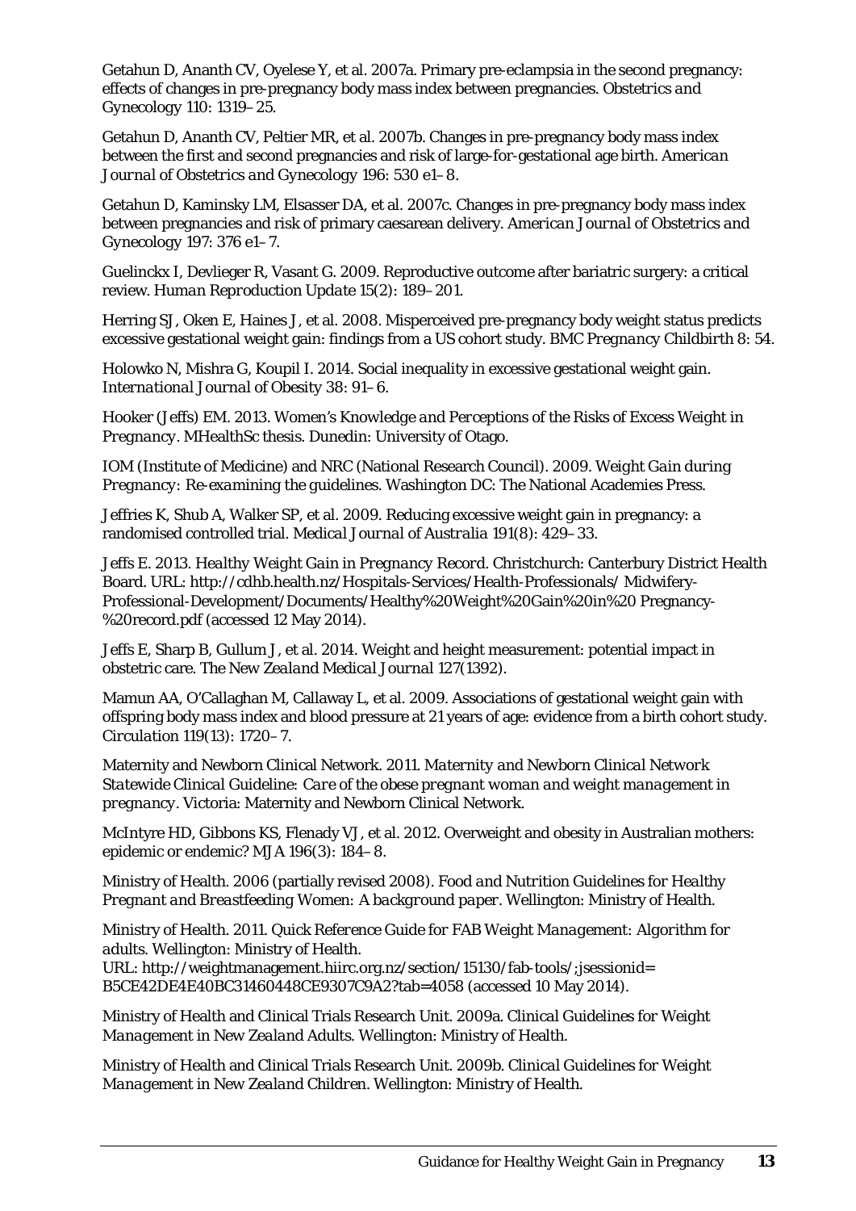Getahun D, Ananth CV, Oyelese Y, et al. 2007a. Primary pre-eclampsia in the second pregnancy: effects of changes in pre-pregnancy body mass index between pregnancies. *Obstetrics and Gynecology* 110: 1319–25.

Getahun D, Ananth CV, Peltier MR, et al. 2007b. Changes in pre-pregnancy body mass index between the first and second pregnancies and risk of large-for-gestational age birth. *American Journal of Obstetrics and Gynecology* 196: 530 e1–8.

Getahun D, Kaminsky LM, Elsasser DA, et al. 2007c. Changes in pre-pregnancy body mass index between pregnancies and risk of primary caesarean delivery. *American Journal of Obstetrics and Gynecology* 197: 376 e1–7.

Guelinckx I, Devlieger R, Vasant G. 2009. Reproductive outcome after bariatric surgery: a critical review. *Human Reproduction Update* 15(2): 189–201.

Herring SJ, Oken E, Haines J, et al. 2008. Misperceived pre-pregnancy body weight status predicts excessive gestational weight gain: findings from a US cohort study. *BMC Pregnancy Childbirth* 8: 54.

Holowko N, Mishra G, Koupil I. 2014. Social inequality in excessive gestational weight gain. *International Journal of Obesity* 38: 91–6.

Hooker (Jeffs) EM. 2013. *Women's Knowledge and Perceptions of the Risks of Excess Weight in Pregnancy*. MHealthSc thesis. Dunedin: University of Otago.

IOM (Institute of Medicine) and NRC (National Research Council). 2009. *Weight Gain during Pregnancy: Re-examining the guidelines*. Washington DC: The National Academies Press.

Jeffries K, Shub A, Walker SP, et al. 2009. Reducing excessive weight gain in pregnancy: a randomised controlled trial. *Medical Journal of Australia* 191(8): 429–33.

Jeffs E. 2013. *Healthy Weight Gain in Pregnancy Record*. Christchurch: Canterbury District Health Board. URL: http://cdhb.health.nz/Hospitals-Services/Health-Professionals/ Midwifery-Professional-Development/Documents/Healthy%20Weight%20Gain%20in%20 Pregnancy-%20record.pdf (accessed 12 May 2014).

Jeffs E, Sharp B, Gullum J, et al. 2014. Weight and height measurement: potential impact in obstetric care. *The New Zealand Medical Journal* 127(1392).

Mamun AA, O'Callaghan M, Callaway L, et al. 2009. Associations of gestational weight gain with offspring body mass index and blood pressure at 21 years of age: evidence from a birth cohort study. *Circulation* 119(13): 1720–7.

Maternity and Newborn Clinical Network. 2011. *Maternity and Newborn Clinical Network Statewide Clinical Guideline: Care of the obese pregnant woman and weight management in pregnancy*. Victoria: Maternity and Newborn Clinical Network.

McIntyre HD, Gibbons KS, Flenady VJ, et al. 2012. Overweight and obesity in Australian mothers: epidemic or endemic? *MJA* 196(3): 184–8.

Ministry of Health. 2006 (partially revised 2008). *Food and Nutrition Guidelines for Healthy Pregnant and Breastfeeding Women: A background paper*. Wellington: Ministry of Health.

Ministry of Health. 2011. *Quick Reference Guide for FAB Weight Management: Algorithm for adults*. Wellington: Ministry of Health.
URL: http://weightmanagement.hiirc.org.nz/section/15130/fab-tools/;jsessionid= B5CE42DE4E40BC31460448CE9307C9A2?tab=4058 (accessed 10 May 2014).

Ministry of Health and Clinical Trials Research Unit. 2009a. *Clinical Guidelines for Weight Management in New Zealand Adults*. Wellington: Ministry of Health.

Ministry of Health and Clinical Trials Research Unit. 2009b. *Clinical Guidelines for Weight Management in New Zealand Children*. Wellington: Ministry of Health.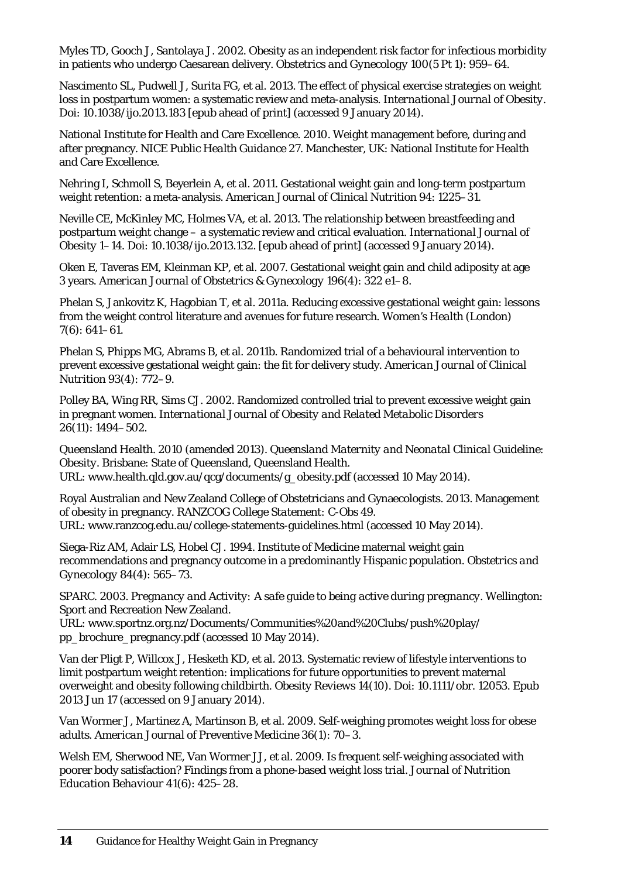Myles TD, Gooch J, Santolaya J. 2002. Obesity as an independent risk factor for infectious morbidity in patients who undergo Caesarean delivery. *Obstetrics and Gynecology* 100(5 Pt 1): 959–64.

Nascimento SL, Pudwell J, Surita FG, et al. 2013. The effect of physical exercise strategies on weight loss in postpartum women: a systematic review and meta-analysis. *International Journal of Obesity*. Doi: 10.1038/ijo.2013.183 [epub ahead of print] (accessed 9 January 2014).

National Institute for Health and Care Excellence. 2010. Weight management before, during and after pregnancy. *NICE Public Health Guidance 27*. Manchester, UK: National Institute for Health and Care Excellence.

Nehring I, Schmoll S, Beyerlein A, et al. 2011. Gestational weight gain and long-term postpartum weight retention: a meta-analysis. *American Journal of Clinical Nutrition* 94: 1225–31.

Neville CE, McKinley MC, Holmes VA, et al. 2013. The relationship between breastfeeding and postpartum weight change – a systematic review and critical evaluation. *International Journal of Obesity* 1–14. Doi: 10.1038/ijo.2013.132. [epub ahead of print] (accessed 9 January 2014).

Oken E, Taveras EM, Kleinman KP, et al. 2007. Gestational weight gain and child adiposity at age 3 years. *American Journal of Obstetrics & Gynecology* 196(4): 322 e1–8.

Phelan S, Jankovitz K, Hagobian T, et al. 2011a. Reducing excessive gestational weight gain: lessons from the weight control literature and avenues for future research. Women's Health (London) 7(6): 641–61.

Phelan S, Phipps MG, Abrams B, et al. 2011b. Randomized trial of a behavioural intervention to prevent excessive gestational weight gain: the fit for delivery study. *American Journal of Clinical Nutrition* 93(4): 772–9.

Polley BA, Wing RR, Sims CJ. 2002. Randomized controlled trial to prevent excessive weight gain in pregnant women. *International Journal of Obesity and Related Metabolic Disorders* 26(11): 1494–502.

Queensland Health. 2010 (amended 2013). *Queensland Maternity and Neonatal Clinical Guideline: Obesity*. Brisbane: State of Queensland, Queensland Health.
URL: www.health.qld.gov.au/qcg/documents/g_obesity.pdf (accessed 10 May 2014).

Royal Australian and New Zealand College of Obstetricians and Gynaecologists. 2013. Management of obesity in pregnancy. *RANZCOG College Statement: C-Obs 49*.
URL: www.ranzcog.edu.au/college-statements-guidelines.html (accessed 10 May 2014).

Siega-Riz AM, Adair LS, Hobel CJ. 1994. Institute of Medicine maternal weight gain recommendations and pregnancy outcome in a predominantly Hispanic population. *Obstetrics and Gynecology* 84(4): 565–73.

SPARC. 2003. *Pregnancy and Activity: A safe guide to being active during pregnancy*. Wellington: Sport and Recreation New Zealand.
URL: www.sportnz.org.nz/Documents/Communities%20and%20Clubs/push%20play/pp_brochure_pregnancy.pdf (accessed 10 May 2014).

Van der Pligt P, Willcox J, Hesketh KD, et al. 2013. Systematic review of lifestyle interventions to limit postpartum weight retention: implications for future opportunities to prevent maternal overweight and obesity following childbirth. *Obesity Reviews* 14(10). Doi: 10.1111/obr. 12053. Epub 2013 Jun 17 (accessed on 9 January 2014).

Van Wormer J, Martinez A, Martinson B, et al. 2009. Self-weighing promotes weight loss for obese adults. *American Journal of Preventive Medicine* 36(1): 70–3.

Welsh EM, Sherwood NE, Van Wormer JJ, et al. 2009. Is frequent self-weighing associated with poorer body satisfaction? Findings from a phone-based weight loss trial. *Journal of Nutrition Education Behaviour* 41(6): 425–28.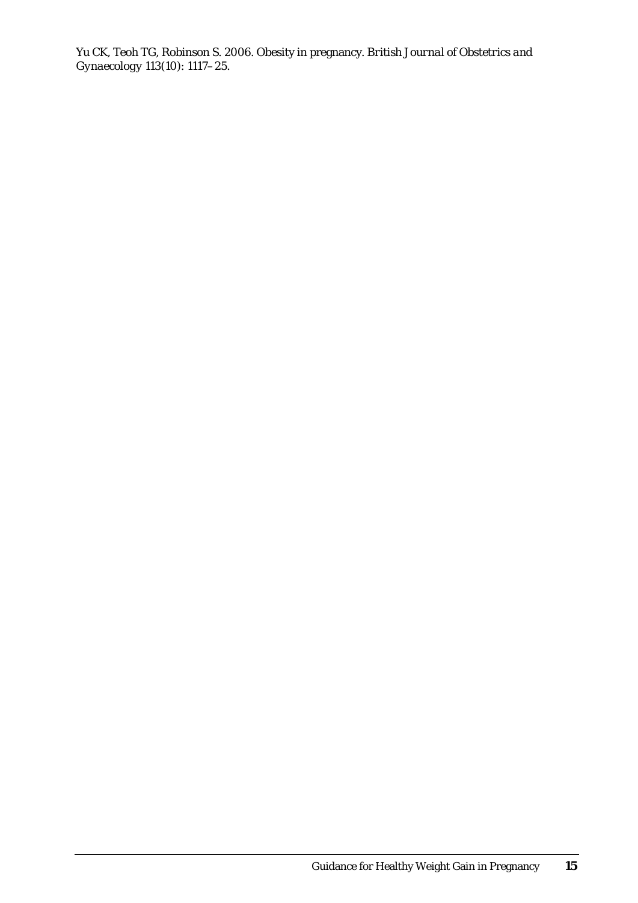Yu CK, Teoh TG, Robinson S. 2006. Obesity in pregnancy. *British Journal of Obstetrics and Gynaecology* 113(10): 1117–25.